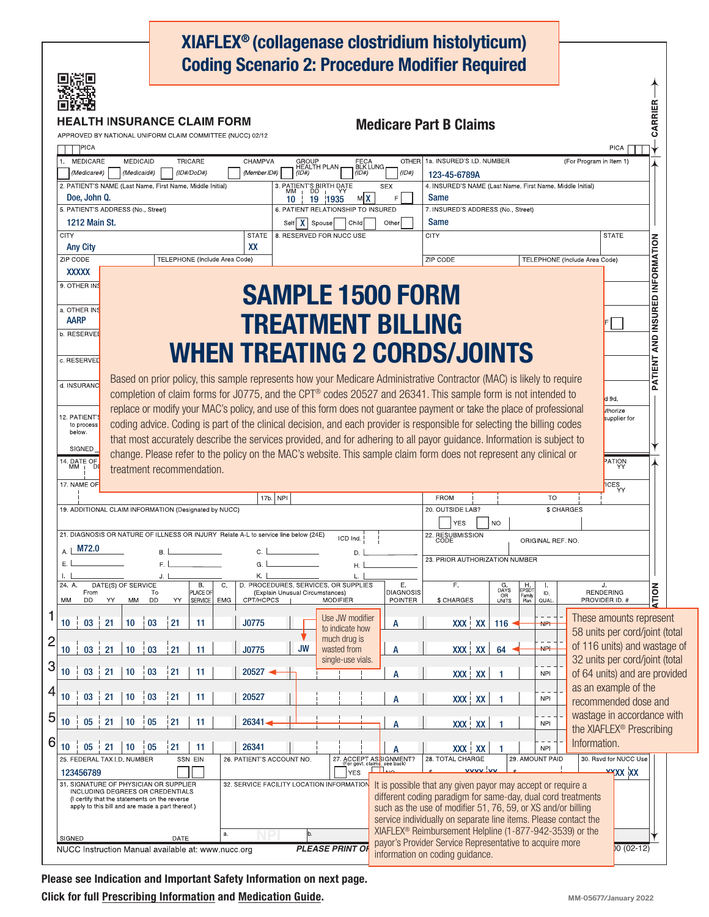# XIAFLEX® (collagenase clostridium histolyticum)
## Coding Scenario 2: Procedure Modifier Required

**HEALTH INSURANCE CLAIM FORM**

APPROVED BY NATIONAL UNIFORM CLAIM COMMITTEE (NUCC) 02/12

**Medicare Part B Claims**

PICA

1. MEDICARE (Medicare#) MEDICAID (Medicaid#) TRICARE (ID#/DoD#) CHAMPVA (Member ID#) GROUP HEALTH PLAN (ID#) FECA BLK LUNG (ID#) OTHER (ID#)

1a. INSURED'S I.D. NUMBER (For Program in Item 1): **123-45-6789A**

2. PATIENT'S NAME (Last Name, First Name, Middle Initial): **Doe, John Q.**

3. PATIENT'S BIRTH DATE: **10 | 19 | 1935** SEX: M **X** F

4. INSURED'S NAME (Last Name, First Name, Middle Initial): **Same**

5. PATIENT'S ADDRESS (No., Street): **1212 Main St.**

6. PATIENT RELATIONSHIP TO INSURED: Self **X** Spouse Child Other

7. INSURED'S ADDRESS (No., Street): **Same**

CITY: **Any City** STATE: **XX**

8. RESERVED FOR NUCC USE

ZIP CODE: **XXXXX** TELEPHONE (Include Area Code)

9. OTHER INS...

a. OTHER INS...: **AARP**

# SAMPLE 1500 FORM TREATMENT BILLING WHEN TREATING 2 CORDS/JOINTS

Based on prior policy, this sample represents how your Medicare Administrative Contractor (MAC) is likely to require completion of claim forms for J0775, and the CPT® codes 20527 and 26341. This sample form is not intended to replace or modify your MAC's policy, and use of this form does not guarantee payment or take the place of professional coding advice. Coding is part of the clinical decision, and each provider is responsible for selecting the billing codes that most accurately describe the services provided, and for adhering to all payor guidance. Information is subject to change. Please refer to the policy on the MAC's website. This sample claim form does not represent any clinical or treatment recommendation.

17. NAME OF... 17b. NPI

19. ADDITIONAL CLAIM INFORMATION (Designated by NUCC)

20. OUTSIDE LAB? YES NO $ CHARGES

21. DIAGNOSIS OR NATURE OF ILLNESS OR INJURY Relate A-L to service line below (24E) ICD Ind.

A. **M72.0**

22. RESUBMISSION CODE / ORIGINAL REF. NO.

23. PRIOR AUTHORIZATION NUMBER

| Line | 24A. Date(s) of Service From (MM DD YY) | To (MM DD YY) | B. Place of Service | C. EMG | D. CPT/HCPCS | Modifier | E. Diagnosis Pointer | F. $ Charges | G. Days or Units | H. EPSDT | I. ID. Qual. | J. Rendering Provider ID. # |
|---|---|---|---|---|---|---|---|---|---|---|---|---|
| 1 | 10 03 21 | 10 03 21 | 11 | | J0775 | | A | XXX XX | 116 | | NPI | |
| 2 | 10 03 21 | 10 03 21 | 11 | | J0775 | JW | A | XXX XX | 64 | | NPI | |
| 3 | 10 03 21 | 10 03 21 | 11 | | 20527 | | A | XXX XX | 1 | | NPI | |
| 4 | 10 03 21 | 10 03 21 | 11 | | 20527 | | A | XXX XX | 1 | | NPI | |
| 5 | 10 05 21 | 10 05 21 | 11 | | 26341 | | A | XXX XX | 1 | | NPI | |
| 6 | 10 05 21 | 10 05 21 | 11 | | 26341 | | A | XXX XX | 1 | | NPI | |

Use JW modifier to indicate how much drug is wasted from single-use vials.

These amounts represent 58 units per cord/joint (total of 116 units) and wastage of 32 units per cord/joint (total of 64 units) and are provided as an example of the recommended dose and wastage in accordance with the XIAFLEX® Prescribing Information.

25. FEDERAL TAX I.D. NUMBER SSN EIN: **123456789**

26. PATIENT'S ACCOUNT NO.

27. ACCEPT ASSIGNMENT? (For govt. claims, see back) YES NO

28. TOTAL CHARGE: $ XXXX XX

29. AMOUNT PAID: $

30. Rsvd for NUCC Use: XXXX XX

31. SIGNATURE OF PHYSICIAN OR SUPPLIER INCLUDING DEGREES OR CREDENTIALS (I certify that the statements on the reverse apply to this bill and are made a part thereof.)

SIGNED DATE

32. SERVICE FACILITY LOCATION INFORMATION a. NPI b.

It is possible that any given payor may accept or require a different coding paradigm for same-day, dual cord treatments such as the use of modifier 51, 76, 59, or XS and/or billing service individually on separate line items. Please contact the XIAFLEX® Reimbursement Helpline (1-877-942-3539) or the payor's Provider Service Representative to acquire more information on coding guidance.

NUCC Instruction Manual available at: www.nucc.org PLEASE PRINT OR... (02-12)

**Please see Indication and Important Safety Information on next page.**

**Click for full Prescribing Information and Medication Guide.**

MM-05677/January 2022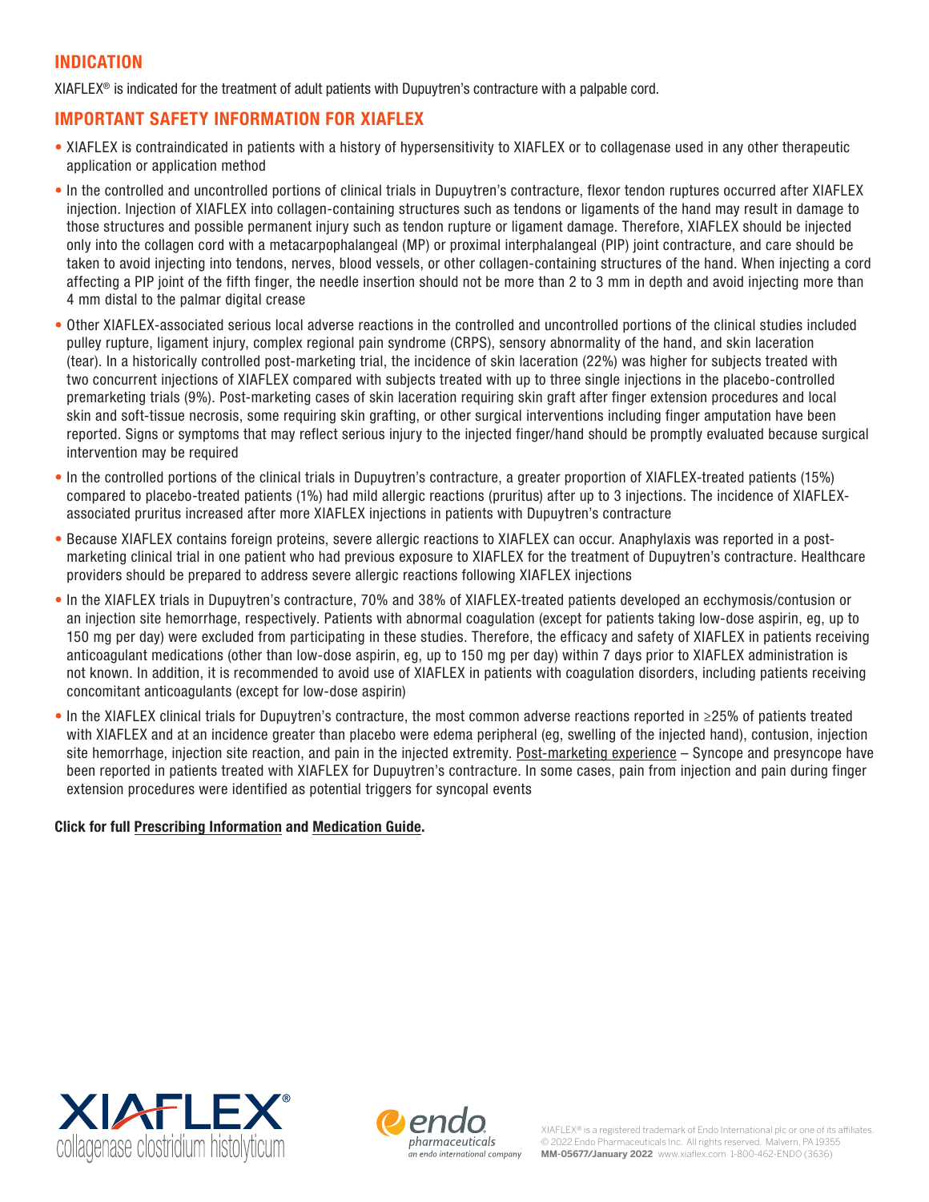## INDICATION

XIAFLEX® is indicated for the treatment of adult patients with Dupuytren's contracture with a palpable cord.

## IMPORTANT SAFETY INFORMATION FOR XIAFLEX

- XIAFLEX is contraindicated in patients with a history of hypersensitivity to XIAFLEX or to collagenase used in any other therapeutic application or application method
- In the controlled and uncontrolled portions of clinical trials in Dupuytren's contracture, flexor tendon ruptures occurred after XIAFLEX injection. Injection of XIAFLEX into collagen-containing structures such as tendons or ligaments of the hand may result in damage to those structures and possible permanent injury such as tendon rupture or ligament damage. Therefore, XIAFLEX should be injected only into the collagen cord with a metacarpophalangeal (MP) or proximal interphalangeal (PIP) joint contracture, and care should be taken to avoid injecting into tendons, nerves, blood vessels, or other collagen-containing structures of the hand. When injecting a cord affecting a PIP joint of the fifth finger, the needle insertion should not be more than 2 to 3 mm in depth and avoid injecting more than 4 mm distal to the palmar digital crease
- Other XIAFLEX-associated serious local adverse reactions in the controlled and uncontrolled portions of the clinical studies included pulley rupture, ligament injury, complex regional pain syndrome (CRPS), sensory abnormality of the hand, and skin laceration (tear). In a historically controlled post-marketing trial, the incidence of skin laceration (22%) was higher for subjects treated with two concurrent injections of XIAFLEX compared with subjects treated with up to three single injections in the placebo-controlled premarketing trials (9%). Post-marketing cases of skin laceration requiring skin graft after finger extension procedures and local skin and soft-tissue necrosis, some requiring skin grafting, or other surgical interventions including finger amputation have been reported. Signs or symptoms that may reflect serious injury to the injected finger/hand should be promptly evaluated because surgical intervention may be required
- In the controlled portions of the clinical trials in Dupuytren's contracture, a greater proportion of XIAFLEX-treated patients (15%) compared to placebo-treated patients (1%) had mild allergic reactions (pruritus) after up to 3 injections. The incidence of XIAFLEX-associated pruritus increased after more XIAFLEX injections in patients with Dupuytren's contracture
- Because XIAFLEX contains foreign proteins, severe allergic reactions to XIAFLEX can occur. Anaphylaxis was reported in a post-marketing clinical trial in one patient who had previous exposure to XIAFLEX for the treatment of Dupuytren's contracture. Healthcare providers should be prepared to address severe allergic reactions following XIAFLEX injections
- In the XIAFLEX trials in Dupuytren's contracture, 70% and 38% of XIAFLEX-treated patients developed an ecchymosis/contusion or an injection site hemorrhage, respectively. Patients with abnormal coagulation (except for patients taking low-dose aspirin, eg, up to 150 mg per day) were excluded from participating in these studies. Therefore, the efficacy and safety of XIAFLEX in patients receiving anticoagulant medications (other than low-dose aspirin, eg, up to 150 mg per day) within 7 days prior to XIAFLEX administration is not known. In addition, it is recommended to avoid use of XIAFLEX in patients with coagulation disorders, including patients receiving concomitant anticoagulants (except for low-dose aspirin)
- In the XIAFLEX clinical trials for Dupuytren's contracture, the most common adverse reactions reported in ≥25% of patients treated with XIAFLEX and at an incidence greater than placebo were edema peripheral (eg, swelling of the injected hand), contusion, injection site hemorrhage, injection site reaction, and pain in the injected extremity. Post-marketing experience – Syncope and presyncope have been reported in patients treated with XIAFLEX for Dupuytren's contracture. In some cases, pain from injection and pain during finger extension procedures were identified as potential triggers for syncopal events

**Click for full Prescribing Information and Medication Guide.**

XIAFLEX®
collagenase clostridium histolyticum

endo pharmaceuticals
an endo international company

XIAFLEX® is a registered trademark of Endo International plc or one of its affiliates.
© 2022 Endo Pharmaceuticals Inc. All rights reserved. Malvern, PA 19355
**MM-05677/January 2022** www.xiaflex.com 1-800-462-ENDO (3636)